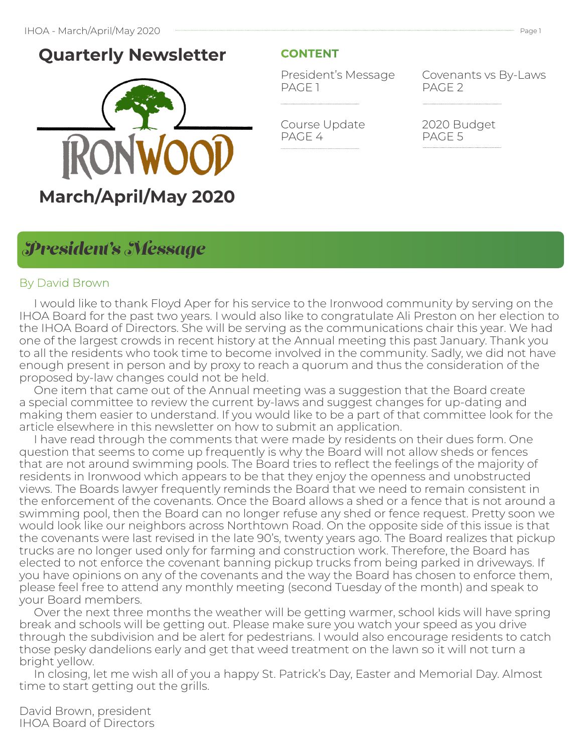# Quarterly Newsletter

IRONWOOD

## March/April/May 2020

**CONTENT**

- President's Message PAGE 1
- Covenants vs By-Laws PAGE 2
- Course Update PAGE 4
- 2020 Budget PAGE 5

## *President's Message*

By David Brown

I would like to thank Floyd Aper for his service to the Ironwood community by serving on the IHOA Board for the past two years. I would also like to congratulate Ali Preston on her election to the IHOA Board of Directors. She will be serving as the communications chair this year. We had one of the largest crowds in recent history at the Annual meeting this past January. Thank you to all the residents who took time to become involved in the community. Sadly, we did not have enough present in person and by proxy to reach a quorum and thus the consideration of the proposed by-law changes could not be held.

One item that came out of the Annual meeting was a suggestion that the Board create a special committee to review the current by-laws and suggest changes for up-dating and making them easier to understand. If you would like to be a part of that committee look for the article elsewhere in this newsletter on how to submit an application.

I have read through the comments that were made by residents on their dues form. One question that seems to come up frequently is why the Board will not allow sheds or fences that are not around swimming pools. The Board tries to reflect the feelings of the majority of residents in Ironwood which appears to be that they enjoy the openness and unobstructed views. The Boards lawyer frequently reminds the Board that we need to remain consistent in the enforcement of the covenants. Once the Board allows a shed or a fence that is not around a swimming pool, then the Board can no longer refuse any shed or fence request. Pretty soon we would look like our neighbors across Northtown Road. On the opposite side of this issue is that the covenants were last revised in the late 90's, twenty years ago. The Board realizes that pickup trucks are no longer used only for farming and construction work. Therefore, the Board has elected to not enforce the covenant banning pickup trucks from being parked in driveways. If you have opinions on any of the covenants and the way the Board has chosen to enforce them, please feel free to attend any monthly meeting (second Tuesday of the month) and speak to your Board members.

Over the next three months the weather will be getting warmer, school kids will have spring break and schools will be getting out. Please make sure you watch your speed as you drive through the subdivision and be alert for pedestrians. I would also encourage residents to catch those pesky dandelions early and get that weed treatment on the lawn so it will not turn a bright yellow.

In closing, let me wish all of you a happy St. Patrick's Day, Easter and Memorial Day. Almost time to start getting out the grills.

David Brown, president
IHOA Board of Directors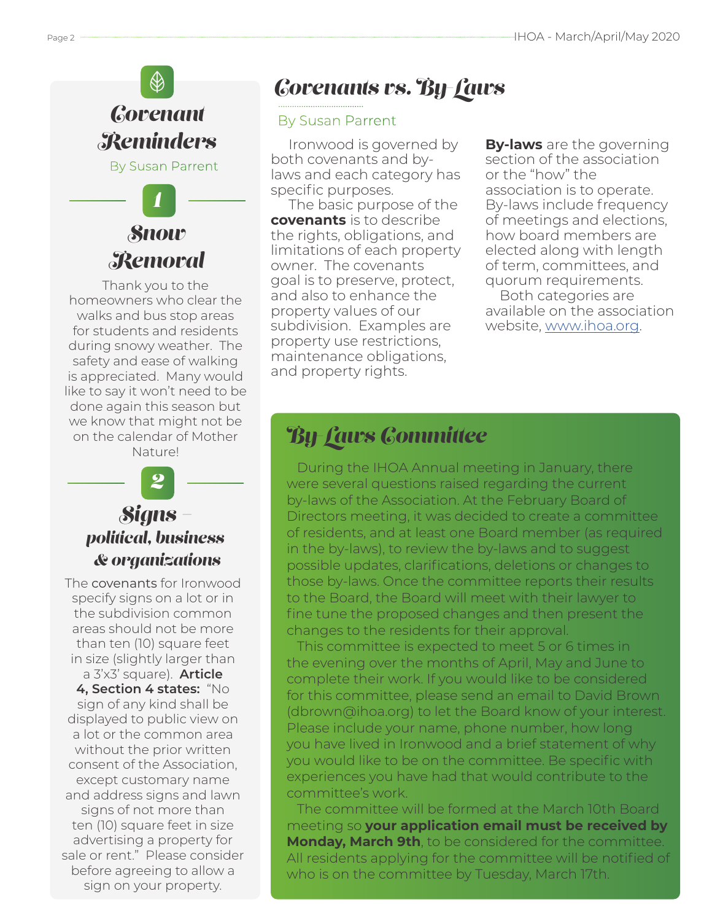## Covenant Reminders

By Susan Parrent

### 1 Snow Removal

Thank you to the homeowners who clear the walks and bus stop areas for students and residents during snowy weather. The safety and ease of walking is appreciated. Many would like to say it won't need to be done again this season but we know that might not be on the calendar of Mother Nature!

### 2 Signs – political, business & organizations

The covenants for Ironwood specify signs on a lot or in the subdivision common areas should not be more than ten (10) square feet in size (slightly larger than a 3'x3' square). **Article 4, Section 4 states:** "No sign of any kind shall be displayed to public view on a lot or the common area without the prior written consent of the Association, except customary name and address signs and lawn signs of not more than ten (10) square feet in size advertising a property for sale or rent." Please consider before agreeing to allow a sign on your property.

## Covenants vs. By-Laws

By Susan Parrent

Ironwood is governed by both covenants and by-laws and each category has specific purposes.

The basic purpose of the **covenants** is to describe the rights, obligations, and limitations of each property owner. The covenants goal is to preserve, protect, and also to enhance the property values of our subdivision. Examples are property use restrictions, maintenance obligations, and property rights.

**By-laws** are the governing section of the association or the "how" the association is to operate. By-laws include frequency of meetings and elections, how board members are elected along with length of term, committees, and quorum requirements.

Both categories are available on the association website, www.ihoa.org.

## By-Laws Committee

During the IHOA Annual meeting in January, there were several questions raised regarding the current by-laws of the Association. At the February Board of Directors meeting, it was decided to create a committee of residents, and at least one Board member (as required in the by-laws), to review the by-laws and to suggest possible updates, clarifications, deletions or changes to those by-laws. Once the committee reports their results to the Board, the Board will meet with their lawyer to fine tune the proposed changes and then present the changes to the residents for their approval.

This committee is expected to meet 5 or 6 times in the evening over the months of April, May and June to complete their work. If you would like to be considered for this committee, please send an email to David Brown (dbrown@ihoa.org) to let the Board know of your interest. Please include your name, phone number, how long you have lived in Ironwood and a brief statement of why you would like to be on the committee. Be specific with experiences you have had that would contribute to the committee's work.

The committee will be formed at the March 10th Board meeting so **your application email must be received by Monday, March 9th**, to be considered for the committee. All residents applying for the committee will be notified of who is on the committee by Tuesday, March 17th.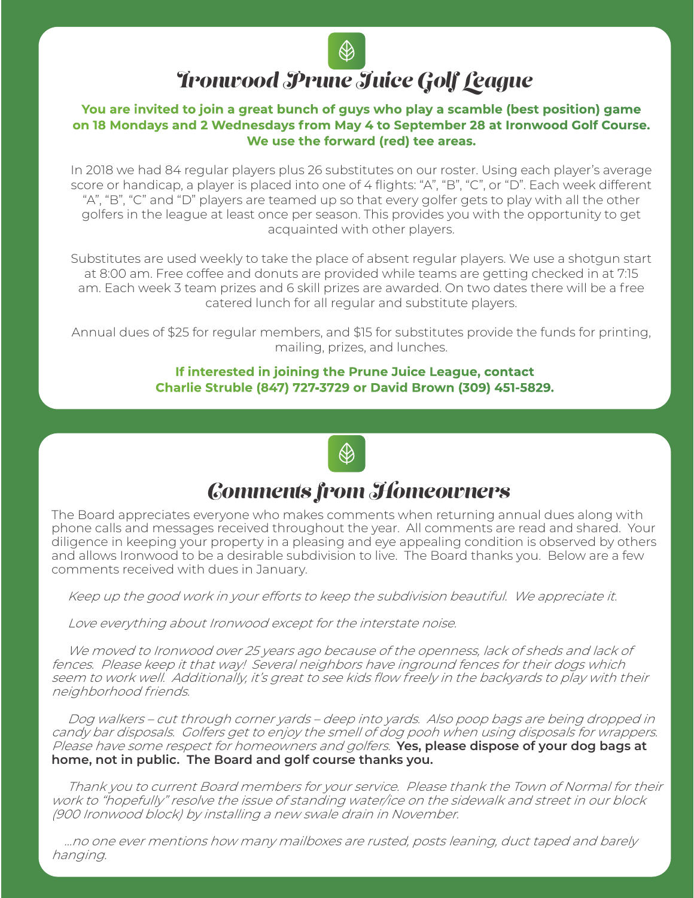# Ironwood Prune Juice Golf League

**You are invited to join a great bunch of guys who play a scamble (best position) game on 18 Mondays and 2 Wednesdays from May 4 to September 28 at Ironwood Golf Course. We use the forward (red) tee areas.**

In 2018 we had 84 regular players plus 26 substitutes on our roster. Using each player's average score or handicap, a player is placed into one of 4 flights: "A", "B", "C", or "D". Each week different "A", "B", "C" and "D" players are teamed up so that every golfer gets to play with all the other golfers in the league at least once per season. This provides you with the opportunity to get acquainted with other players.

Substitutes are used weekly to take the place of absent regular players. We use a shotgun start at 8:00 am. Free coffee and donuts are provided while teams are getting checked in at 7:15 am. Each week 3 team prizes and 6 skill prizes are awarded. On two dates there will be a free catered lunch for all regular and substitute players.

Annual dues of $25 for regular members, and $15 for substitutes provide the funds for printing, mailing, prizes, and lunches.

**If interested in joining the Prune Juice League, contact Charlie Struble (847) 727-3729 or David Brown (309) 451-5829.**

# Comments from Homeowners

The Board appreciates everyone who makes comments when returning annual dues along with phone calls and messages received throughout the year. All comments are read and shared. Your diligence in keeping your property in a pleasing and eye appealing condition is observed by others and allows Ironwood to be a desirable subdivision to live. The Board thanks you. Below are a few comments received with dues in January.

*Keep up the good work in your efforts to keep the subdivision beautiful. We appreciate it.*

*Love everything about Ironwood except for the interstate noise.*

*We moved to Ironwood over 25 years ago because of the openness, lack of sheds and lack of fences. Please keep it that way! Several neighbors have inground fences for their dogs which seem to work well. Additionally, it's great to see kids flow freely in the backyards to play with their neighborhood friends.*

*Dog walkers – cut through corner yards – deep into yards. Also poop bags are being dropped in candy bar disposals. Golfers get to enjoy the smell of dog pooh when using disposals for wrappers. Please have some respect for homeowners and golfers.* **Yes, please dispose of your dog bags at home, not in public. The Board and golf course thanks you.**

*Thank you to current Board members for your service. Please thank the Town of Normal for their work to "hopefully" resolve the issue of standing water/ice on the sidewalk and street in our block (900 Ironwood block) by installing a new swale drain in November.*

*...no one ever mentions how many mailboxes are rusted, posts leaning, duct taped and barely hanging.*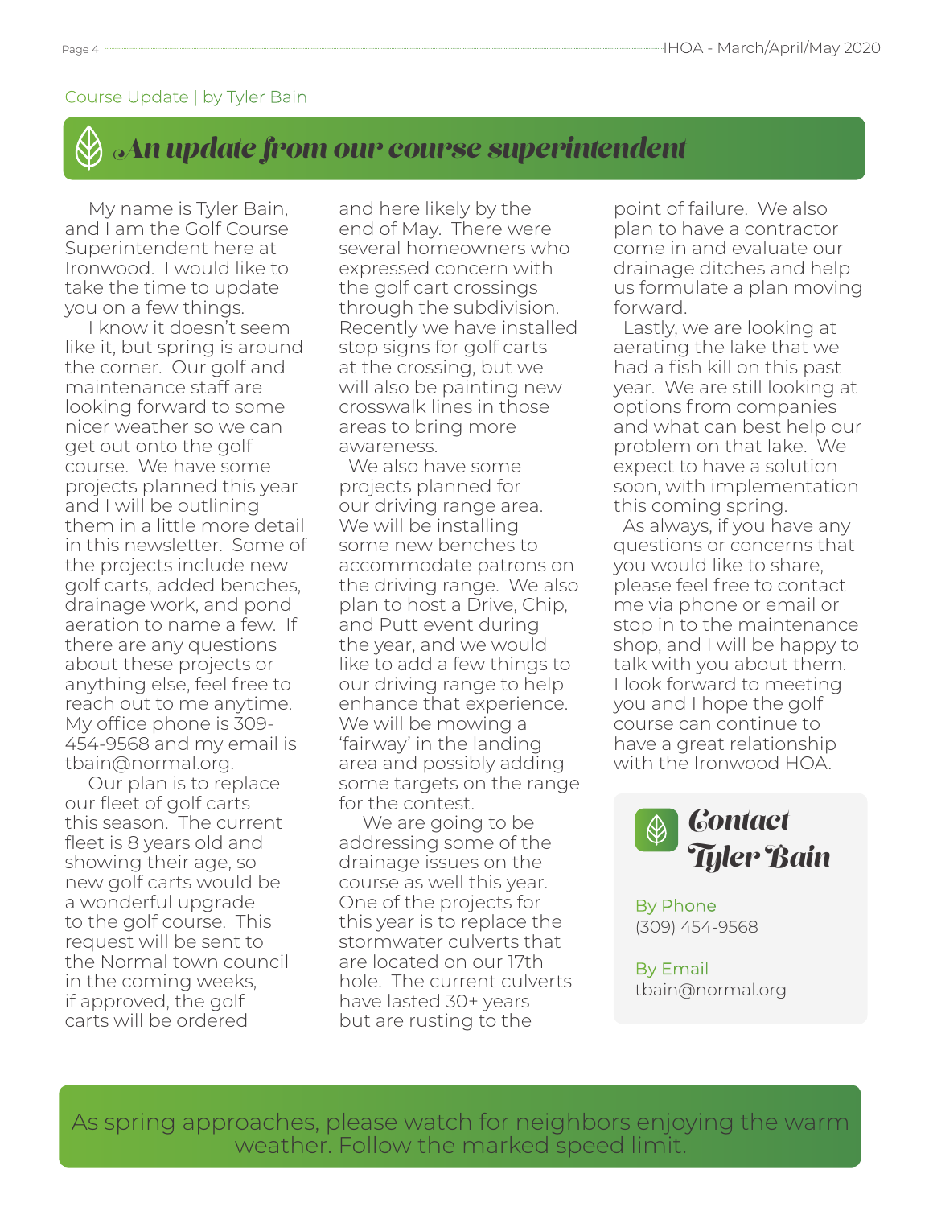Course Update | by Tyler Bain

# An update from our course superintendent

My name is Tyler Bain, and I am the Golf Course Superintendent here at Ironwood. I would like to take the time to update you on a few things.

I know it doesn't seem like it, but spring is around the corner. Our golf and maintenance staff are looking forward to some nicer weather so we can get out onto the golf course. We have some projects planned this year and I will be outlining them in a little more detail in this newsletter. Some of the projects include new golf carts, added benches, drainage work, and pond aeration to name a few. If there are any questions about these projects or anything else, feel free to reach out to me anytime. My office phone is 309-454-9568 and my email is tbain@normal.org.

Our plan is to replace our fleet of golf carts this season. The current fleet is 8 years old and showing their age, so new golf carts would be a wonderful upgrade to the golf course. This request will be sent to the Normal town council in the coming weeks, if approved, the golf carts will be ordered and here likely by the end of May. There were several homeowners who expressed concern with the golf cart crossings through the subdivision. Recently we have installed stop signs for golf carts at the crossing, but we will also be painting new crosswalk lines in those areas to bring more awareness.

We also have some projects planned for our driving range area. We will be installing some new benches to accommodate patrons on the driving range. We also plan to host a Drive, Chip, and Putt event during the year, and we would like to add a few things to our driving range to help enhance that experience. We will be mowing a 'fairway' in the landing area and possibly adding some targets on the range for the contest.

We are going to be addressing some of the drainage issues on the course as well this year. One of the projects for this year is to replace the stormwater culverts that are located on our 17th hole. The current culverts have lasted 30+ years but are rusting to the point of failure. We also plan to have a contractor come in and evaluate our drainage ditches and help us formulate a plan moving forward.

Lastly, we are looking at aerating the lake that we had a fish kill on this past year. We are still looking at options from companies and what can best help our problem on that lake. We expect to have a solution soon, with implementation this coming spring.

As always, if you have any questions or concerns that you would like to share, please feel free to contact me via phone or email or stop in to the maintenance shop, and I will be happy to talk with you about them. I look forward to meeting you and I hope the golf course can continue to have a great relationship with the Ironwood HOA.

## Contact Tyler Bain

By Phone
(309) 454-9568

By Email
tbain@normal.org

As spring approaches, please watch for neighbors enjoying the warm weather. Follow the marked speed limit.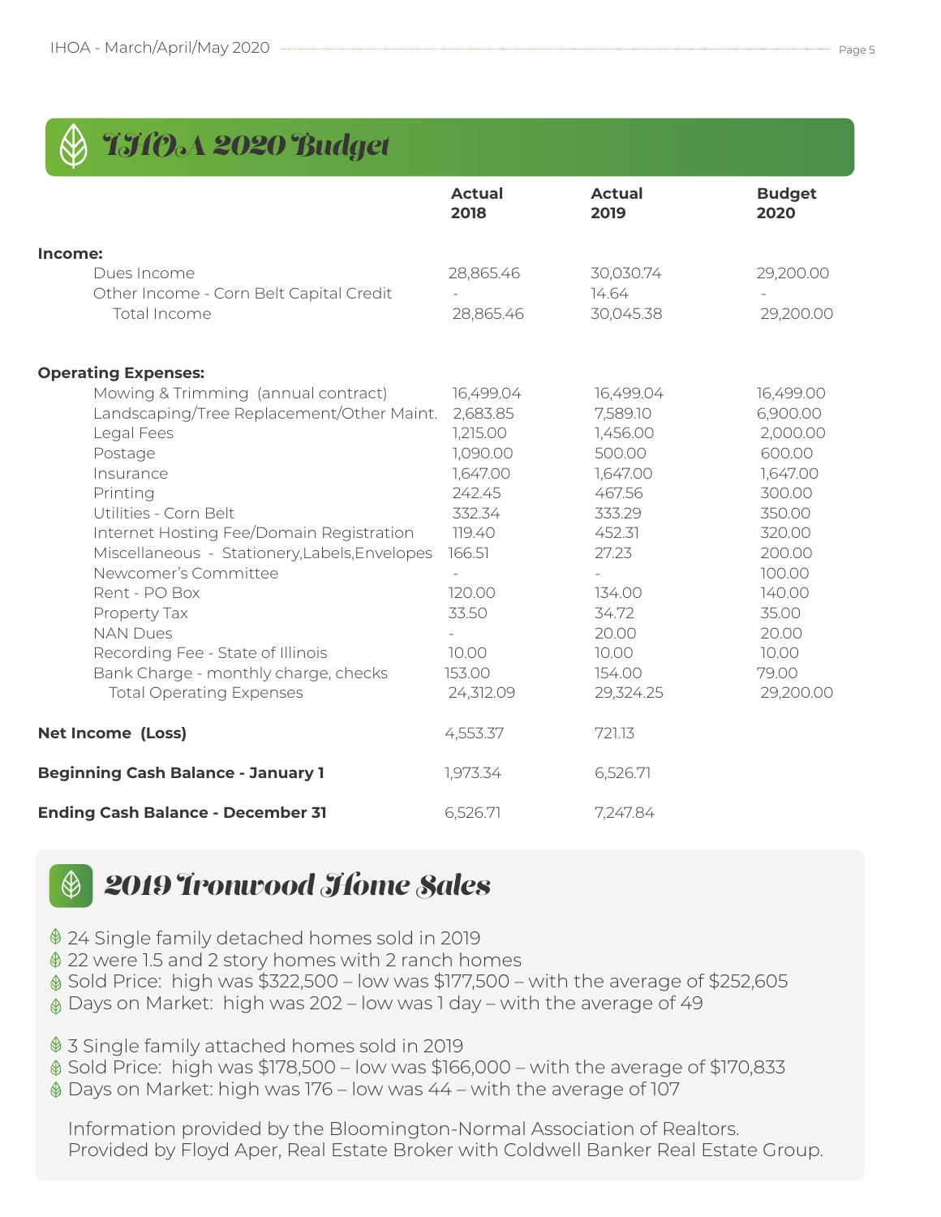## IHOA 2020 Budget

| | Actual 2018 | Actual 2019 | Budget 2020 |
|---|---|---|---|
| **Income:** | | | |
| Dues Income | 28,865.46 | 30,030.74 | 29,200.00 |
| Other Income - Corn Belt Capital Credit | - | 14.64 | - |
| Total Income | 28,865.46 | 30,045.38 | 29,200.00 |
| **Operating Expenses:** | | | |
| Mowing & Trimming (annual contract) | 16,499.04 | 16,499.04 | 16,499.00 |
| Landscaping/Tree Replacement/Other Maint. | 2,683.85 | 7,589.10 | 6,900.00 |
| Legal Fees | 1,215.00 | 1,456.00 | 2,000.00 |
| Postage | 1,090.00 | 500.00 | 600.00 |
| Insurance | 1,647.00 | 1,647.00 | 1,647.00 |
| Printing | 242.45 | 467.56 | 300.00 |
| Utilities - Corn Belt | 332.34 | 333.29 | 350.00 |
| Internet Hosting Fee/Domain Registration | 119.40 | 452.31 | 320.00 |
| Miscellaneous - Stationery,Labels,Envelopes | 166.51 | 27.23 | 200.00 |
| Newcomer's Committee | - | - | 100.00 |
| Rent - PO Box | 120.00 | 134.00 | 140.00 |
| Property Tax | 33.50 | 34.72 | 35.00 |
| NAN Dues | - | 20.00 | 20.00 |
| Recording Fee - State of Illinois | 10.00 | 10.00 | 10.00 |
| Bank Charge - monthly charge, checks | 153.00 | 154.00 | 79.00 |
| Total Operating Expenses | 24,312.09 | 29,324.25 | 29,200.00 |
| **Net Income (Loss)** | 4,553.37 | 721.13 | |
| **Beginning Cash Balance - January 1** | 1,973.34 | 6,526.71 | |
| **Ending Cash Balance - December 31** | 6,526.71 | 7,247.84 | |

## 2019 Ironwood Home Sales

- 24 Single family detached homes sold in 2019
- 22 were 1.5 and 2 story homes with 2 ranch homes
- Sold Price: high was $322,500 – low was $177,500 – with the average of $252,605
- Days on Market: high was 202 – low was 1 day – with the average of 49

- 3 Single family attached homes sold in 2019
- Sold Price: high was $178,500 – low was $166,000 – with the average of $170,833
- Days on Market: high was 176 – low was 44 – with the average of 107

Information provided by the Bloomington-Normal Association of Realtors.
Provided by Floyd Aper, Real Estate Broker with Coldwell Banker Real Estate Group.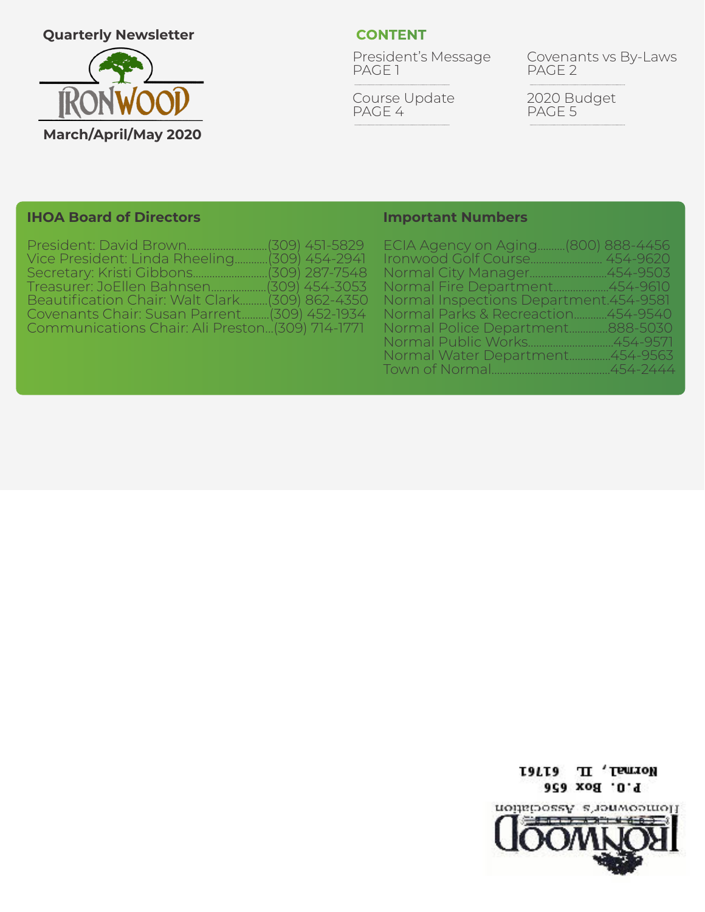Quarterly Newsletter

IRONWOOD

March/April/May 2020

## CONTENT

President's Message
PAGE 1

Covenants vs By-Laws
PAGE 2

Course Update
PAGE 4

2020 Budget
PAGE 5

### IHOA Board of Directors

President: David Brown.............................(309) 451-5829
Vice President: Linda Rheeling............(309) 454-2941
Secretary: Kristi Gibbons...........................(309) 287-7548
Treasurer: JoEllen Bahnsen...................(309) 454-3053
Beautification Chair: Walt Clark..........(309) 862-4350
Covenants Chair: Susan Parrent..........(309) 452-1934
Communications Chair: Ali Preston...(309) 714-1771

### Important Numbers

ECIA Agency on Aging..........(800) 888-4456
Ironwood Golf Course.......................... 454-9620
Normal City Manager...........................454-9503
Normal Fire Department...................454-9610
Normal Inspections Department.454-9581
Normal Parks & Recreaction............454-9540
Normal Police Department.............888-5030
Normal Public Works..............................454-9571
Normal Water Department..............454-9563
Town of Normal.........................................454-2444

IRONWOOD
Homeowner's Association
P.O. Box 656
Normal, IL 61761